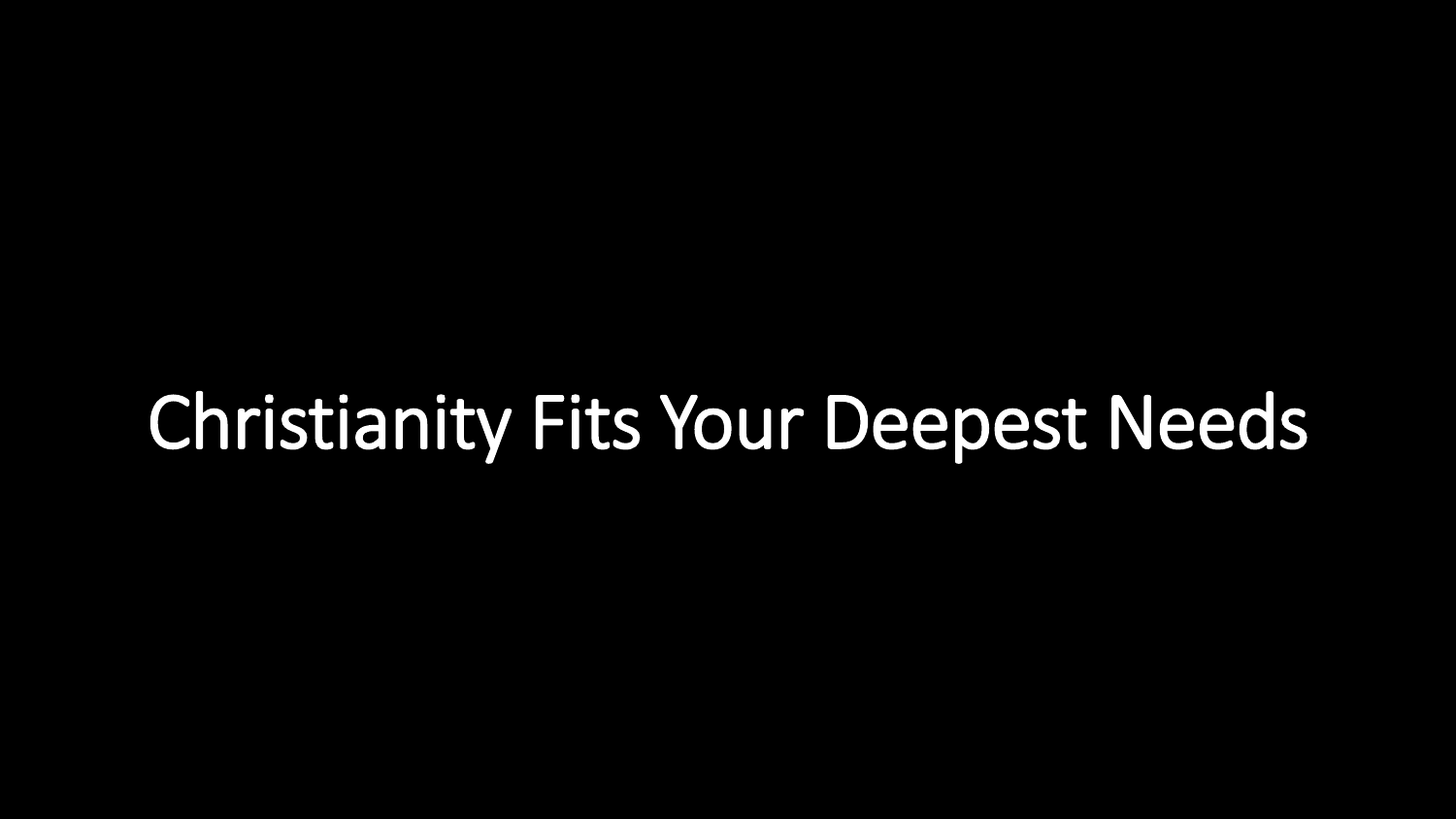# Christianity Fits Your Deepest Needs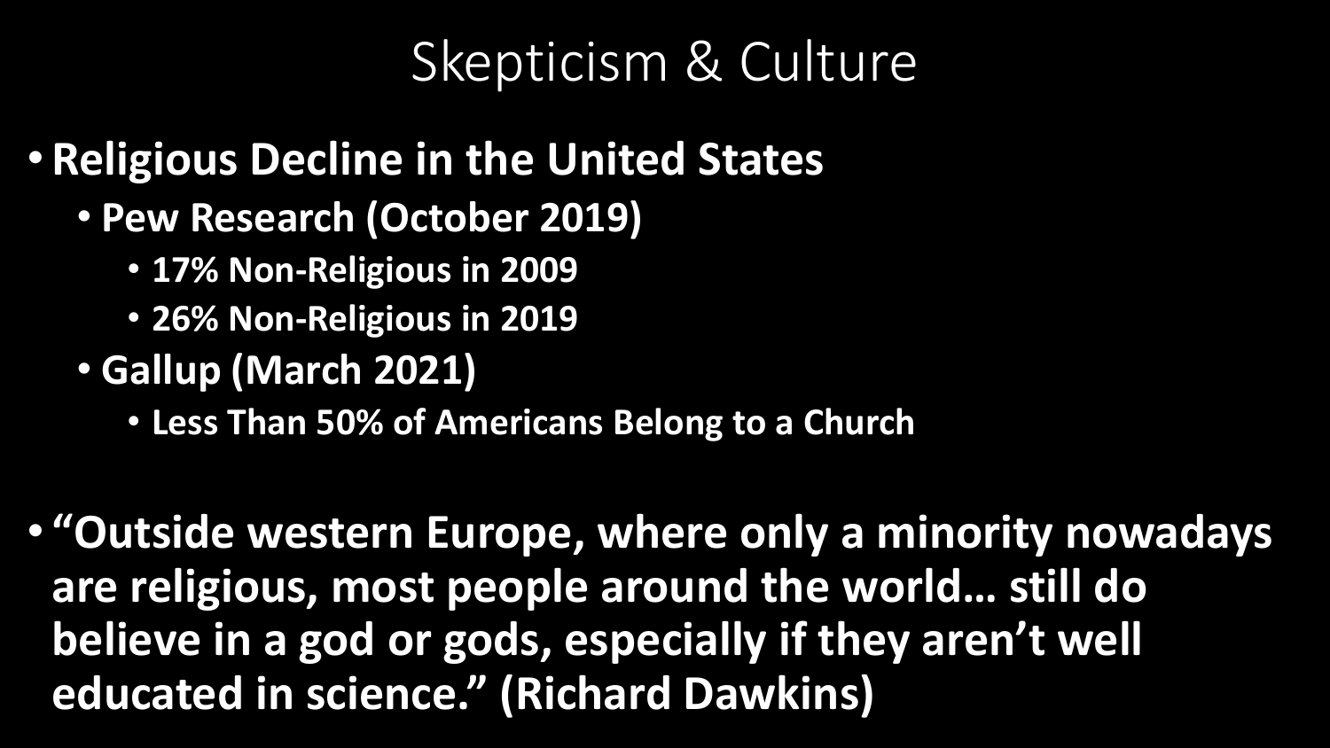# Skepticism & Culture

- **Religious Decline in the United States**
  - **Pew Research (October 2019)**
    - **17% Non-Religious in 2009**
    - **26% Non-Religious in 2019**
  - **Gallup (March 2021)**
    - **Less Than 50% of Americans Belong to a Church**

- **"Outside western Europe, where only a minority nowadays are religious, most people around the world… still do believe in a god or gods, especially if they aren't well educated in science." (Richard Dawkins)**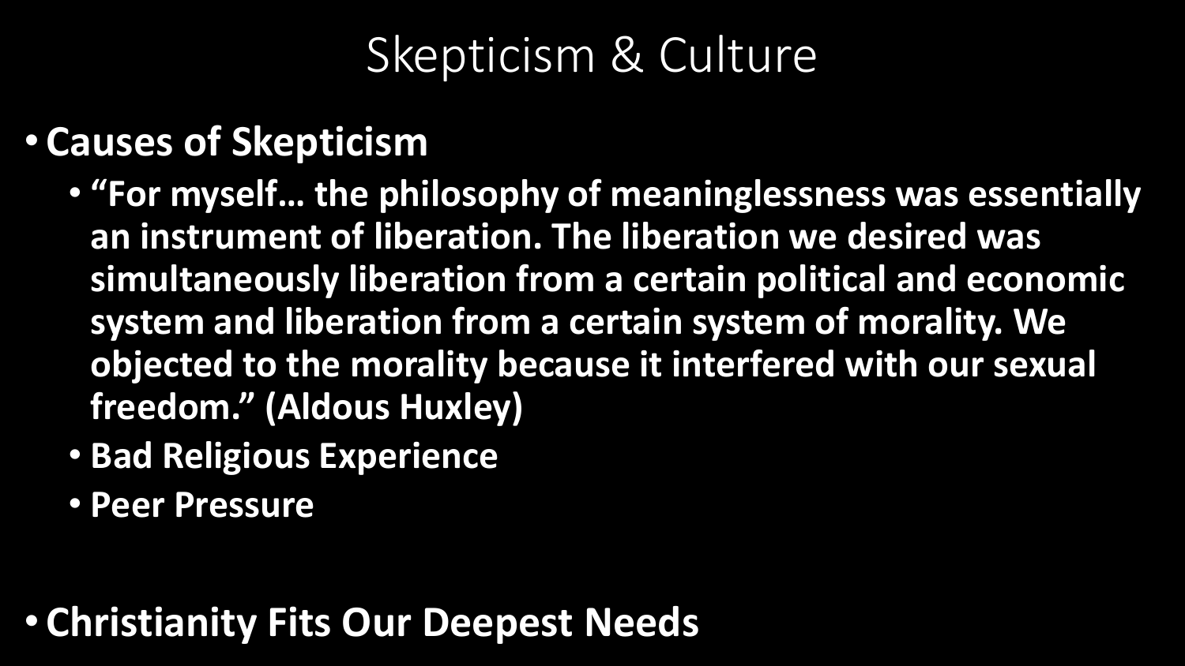# Skepticism & Culture

- **Causes of Skepticism**
  - **"For myself… the philosophy of meaninglessness was essentially an instrument of liberation. The liberation we desired was simultaneously liberation from a certain political and economic system and liberation from a certain system of morality. We objected to the morality because it interfered with our sexual freedom." (Aldous Huxley)**
  - **Bad Religious Experience**
  - **Peer Pressure**

- **Christianity Fits Our Deepest Needs**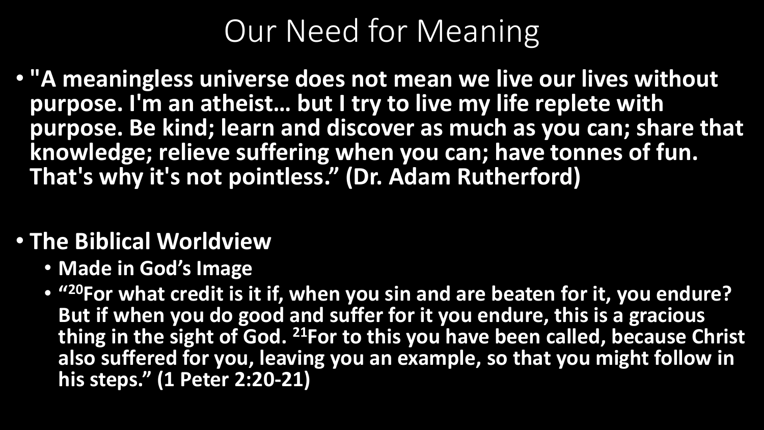# Our Need for Meaning

- **"A meaningless universe does not mean we live our lives without purpose. I'm an atheist… but I try to live my life replete with purpose. Be kind; learn and discover as much as you can; share that knowledge; relieve suffering when you can; have tonnes of fun. That's why it's not pointless." (Dr. Adam Rutherford)**

- **The Biblical Worldview**
  - **Made in God's Image**
  - **"[20]For what credit is it if, when you sin and are beaten for it, you endure? But if when you do good and suffer for it you endure, this is a gracious thing in the sight of God. [21]For to this you have been called, because Christ also suffered for you, leaving you an example, so that you might follow in his steps." (1 Peter 2:20-21)**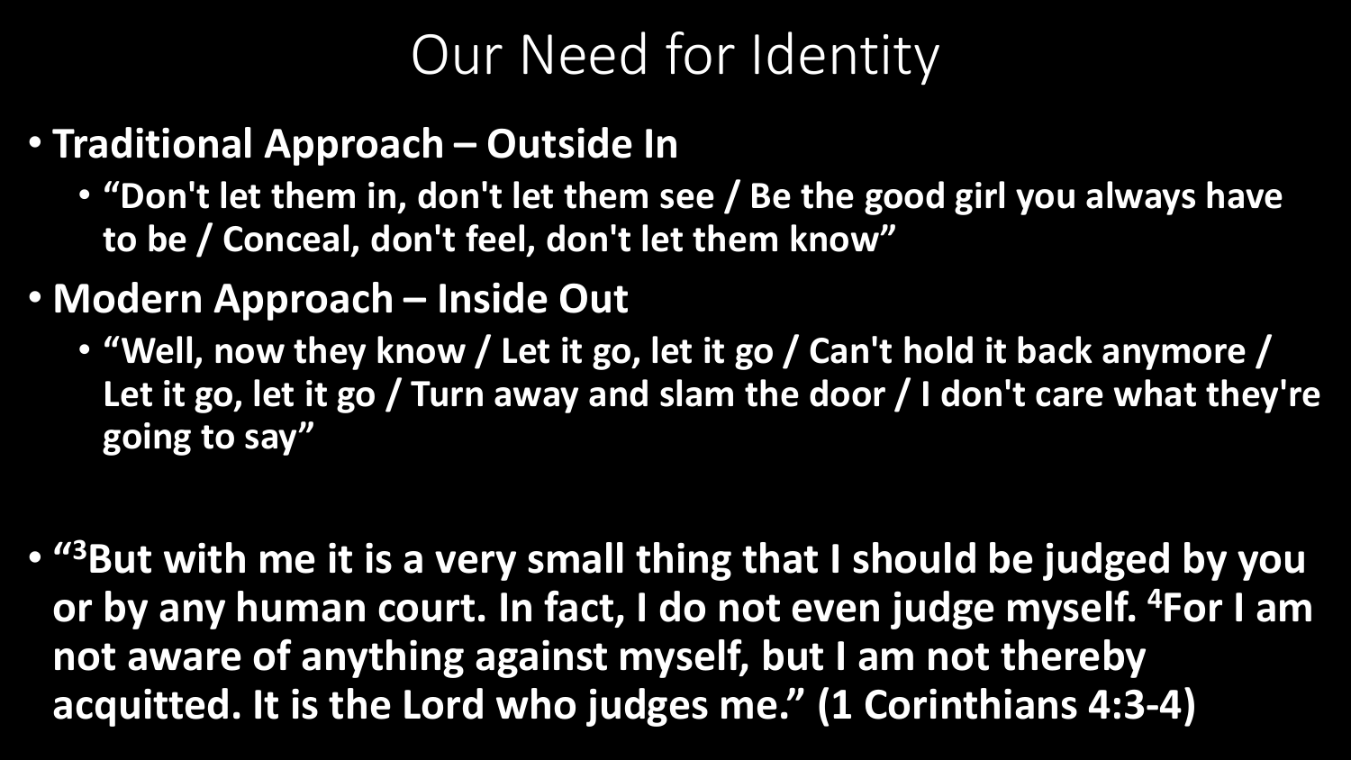# Our Need for Identity

- **Traditional Approach – Outside In**
  - **"Don't let them in, don't let them see / Be the good girl you always have to be / Conceal, don't feel, don't let them know"**
- **Modern Approach – Inside Out**
  - **"Well, now they know / Let it go, let it go / Can't hold it back anymore / Let it go, let it go / Turn away and slam the door / I don't care what they're going to say"**

- **"[3]But with me it is a very small thing that I should be judged by you or by any human court. In fact, I do not even judge myself. [4]For I am not aware of anything against myself, but I am not thereby acquitted. It is the Lord who judges me." (1 Corinthians 4:3-4)**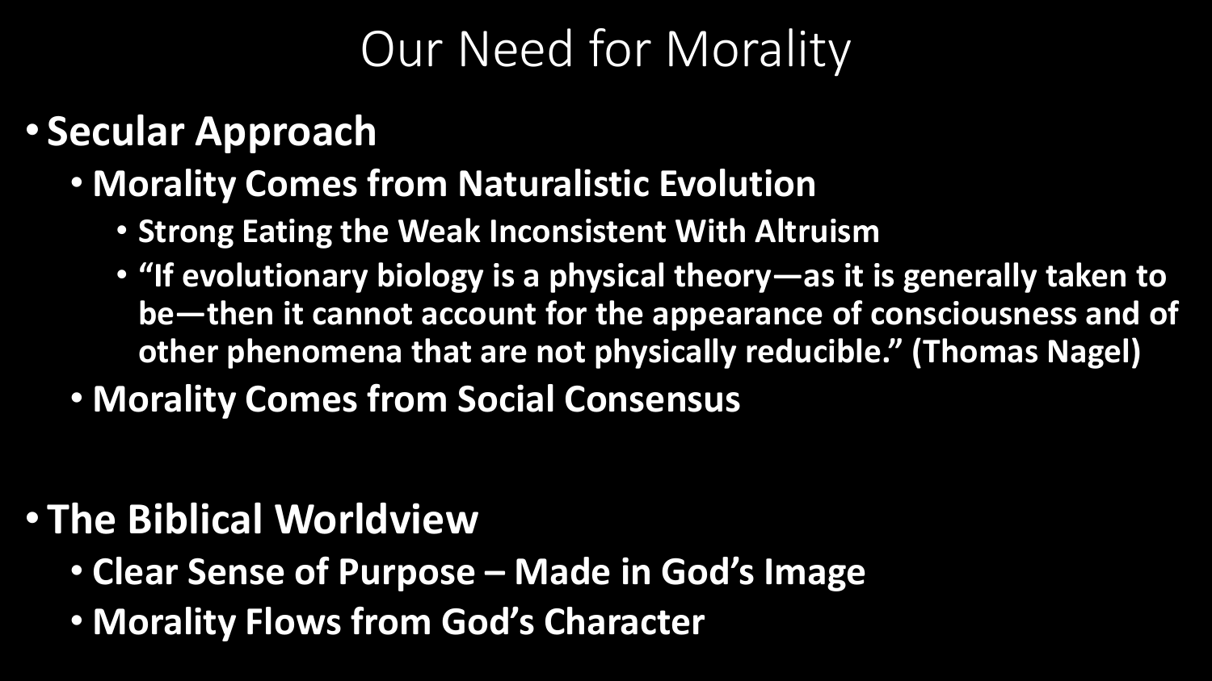# Our Need for Morality

- **Secular Approach**
  - **Morality Comes from Naturalistic Evolution**
    - **Strong Eating the Weak Inconsistent With Altruism**
    - **"If evolutionary biology is a physical theory—as it is generally taken to be—then it cannot account for the appearance of consciousness and of other phenomena that are not physically reducible." (Thomas Nagel)**
  - **Morality Comes from Social Consensus**

- **The Biblical Worldview**
  - **Clear Sense of Purpose – Made in God's Image**
  - **Morality Flows from God's Character**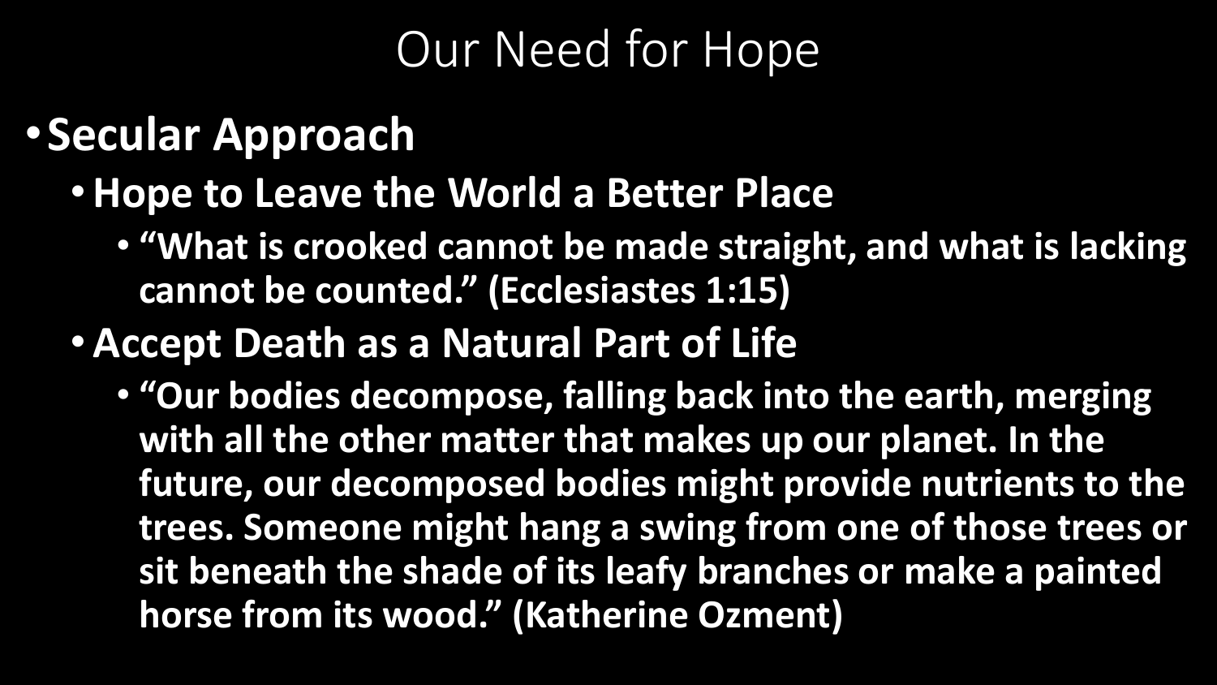# Our Need for Hope

- **Secular Approach**
  - **Hope to Leave the World a Better Place**
    - **"What is crooked cannot be made straight, and what is lacking cannot be counted." (Ecclesiastes 1:15)**
  - **Accept Death as a Natural Part of Life**
    - **"Our bodies decompose, falling back into the earth, merging with all the other matter that makes up our planet. In the future, our decomposed bodies might provide nutrients to the trees. Someone might hang a swing from one of those trees or sit beneath the shade of its leafy branches or make a painted horse from its wood." (Katherine Ozment)**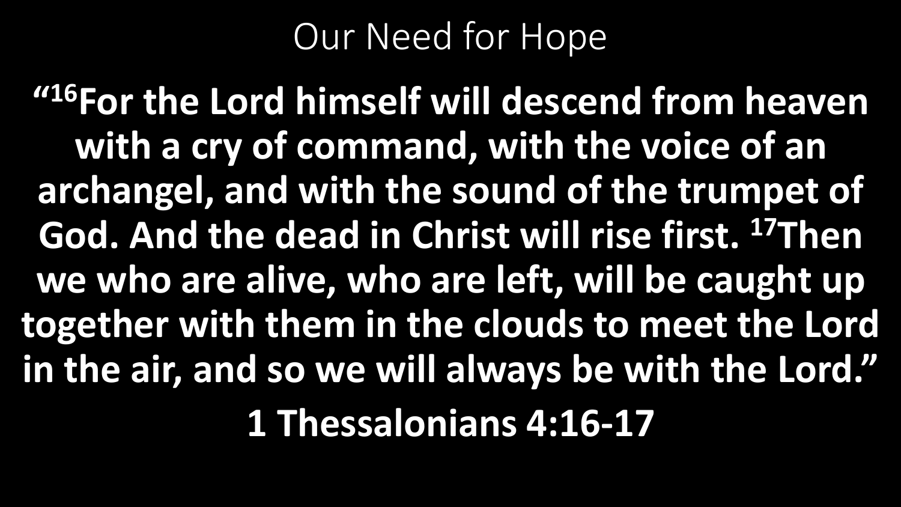# Our Need for Hope

**"[16]For the Lord himself will descend from heaven with a cry of command, with the voice of an archangel, and with the sound of the trumpet of God. And the dead in Christ will rise first. [17]Then we who are alive, who are left, will be caught up together with them in the clouds to meet the Lord in the air, and so we will always be with the Lord."**

**1 Thessalonians 4:16-17**